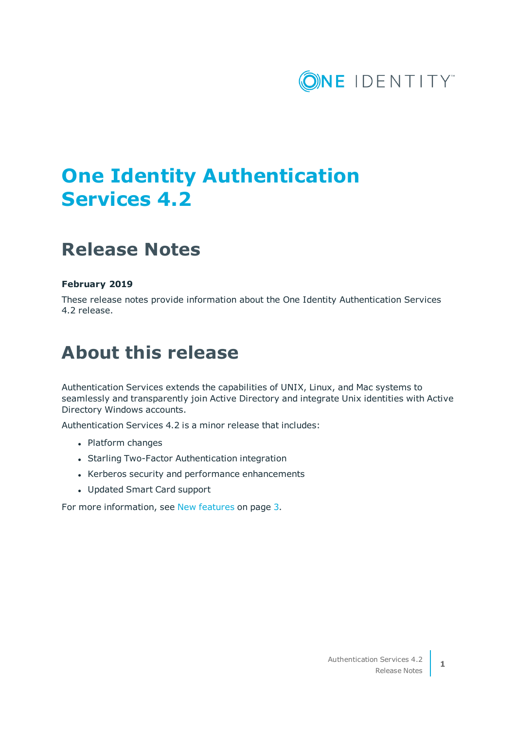# One Identity Authentication Services 4.2

## Release Notes

**February 2019**

These release notes provide information about the One Identity Authentication Services 4.2 release.

# About this release

Authentication Services extends the capabilities of UNIX, Linux, and Mac systems to seamlessly and transparently join Active Directory and integrate Unix identities with Active Directory Windows accounts.

Authentication Services 4.2 is a minor release that includes:

- Platform changes
- Starling Two-Factor Authentication integration
- Kerberos security and performance enhancements
- Updated Smart Card support

For more information, see New features on page 3.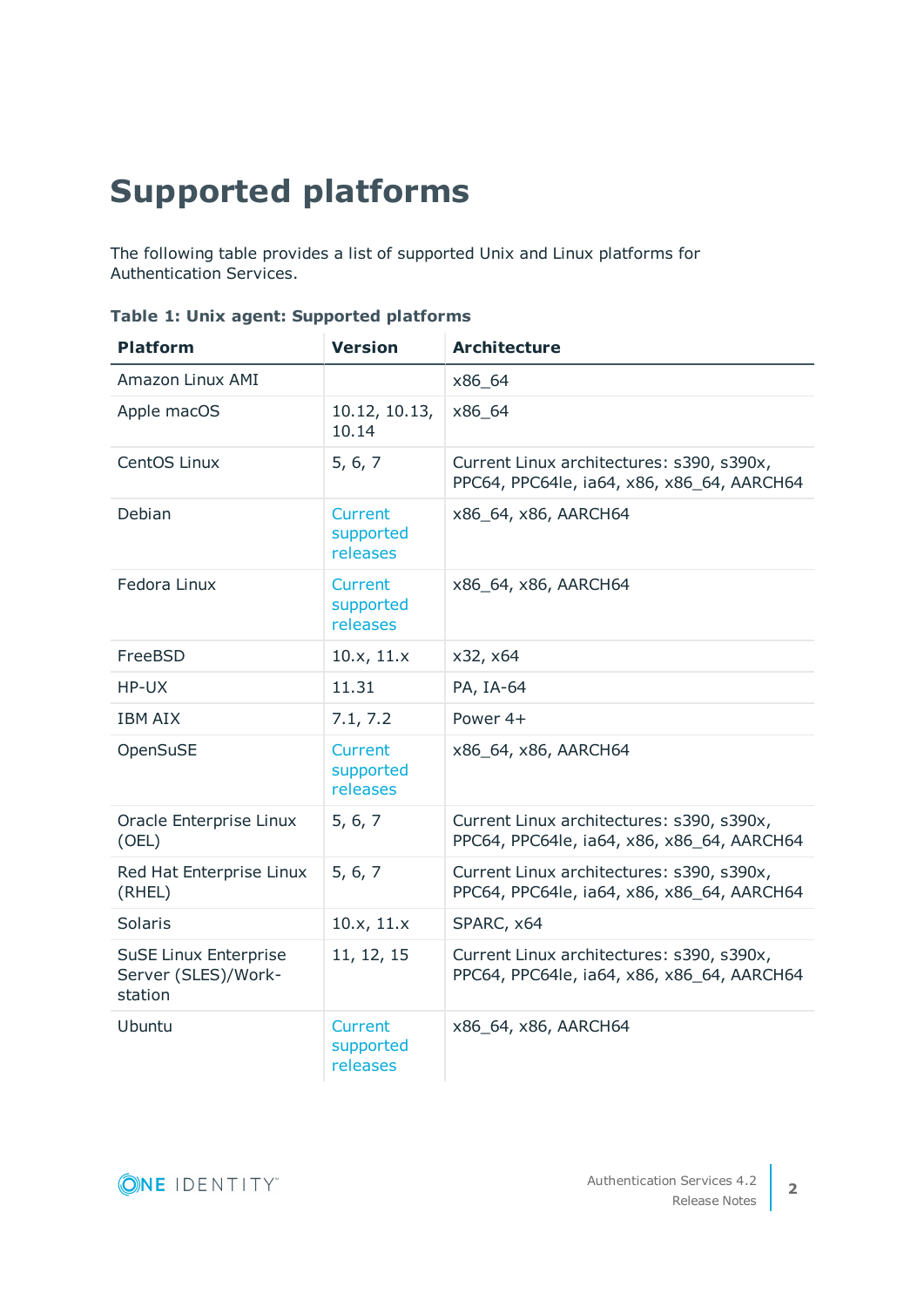# Supported platforms

The following table provides a list of supported Unix and Linux platforms for Authentication Services.

**Table 1: Unix agent: Supported platforms**

| Platform | Version | Architecture |
|---|---|---|
| Amazon Linux AMI | | x86_64 |
| Apple macOS | 10.12, 10.13, 10.14 | x86_64 |
| CentOS Linux | 5, 6, 7 | Current Linux architectures: s390, s390x, PPC64, PPC64le, ia64, x86, x86_64, AARCH64 |
| Debian | Current supported releases | x86_64, x86, AARCH64 |
| Fedora Linux | Current supported releases | x86_64, x86, AARCH64 |
| FreeBSD | 10.x, 11.x | x32, x64 |
| HP-UX | 11.31 | PA, IA-64 |
| IBM AIX | 7.1, 7.2 | Power 4+ |
| OpenSuSE | Current supported releases | x86_64, x86, AARCH64 |
| Oracle Enterprise Linux (OEL) | 5, 6, 7 | Current Linux architectures: s390, s390x, PPC64, PPC64le, ia64, x86, x86_64, AARCH64 |
| Red Hat Enterprise Linux (RHEL) | 5, 6, 7 | Current Linux architectures: s390, s390x, PPC64, PPC64le, ia64, x86, x86_64, AARCH64 |
| Solaris | 10.x, 11.x | SPARC, x64 |
| SuSE Linux Enterprise Server (SLES)/Workstation | 11, 12, 15 | Current Linux architectures: s390, s390x, PPC64, PPC64le, ia64, x86, x86_64, AARCH64 |
| Ubuntu | Current supported releases | x86_64, x86, AARCH64 |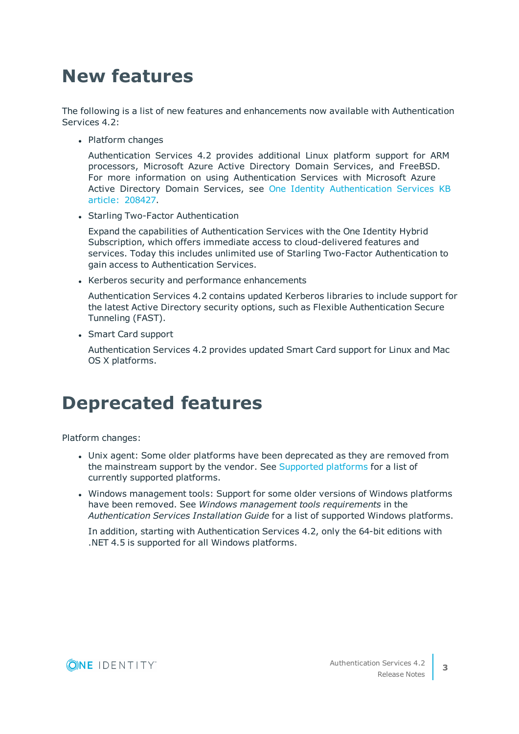# New features

The following is a list of new features and enhancements now available with Authentication Services 4.2:

- Platform changes

  Authentication Services 4.2 provides additional Linux platform support for ARM processors, Microsoft Azure Active Directory Domain Services, and FreeBSD. For more information on using Authentication Services with Microsoft Azure Active Directory Domain Services, see One Identity Authentication Services KB article: 208427.

- Starling Two-Factor Authentication

  Expand the capabilities of Authentication Services with the One Identity Hybrid Subscription, which offers immediate access to cloud-delivered features and services. Today this includes unlimited use of Starling Two-Factor Authentication to gain access to Authentication Services.

- Kerberos security and performance enhancements

  Authentication Services 4.2 contains updated Kerberos libraries to include support for the latest Active Directory security options, such as Flexible Authentication Secure Tunneling (FAST).

- Smart Card support

  Authentication Services 4.2 provides updated Smart Card support for Linux and Mac OS X platforms.

# Deprecated features

Platform changes:

- Unix agent: Some older platforms have been deprecated as they are removed from the mainstream support by the vendor. See Supported platforms for a list of currently supported platforms.

- Windows management tools: Support for some older versions of Windows platforms have been removed. See *Windows management tools requirements* in the *Authentication Services Installation Guide* for a list of supported Windows platforms.

  In addition, starting with Authentication Services 4.2, only the 64-bit editions with .NET 4.5 is supported for all Windows platforms.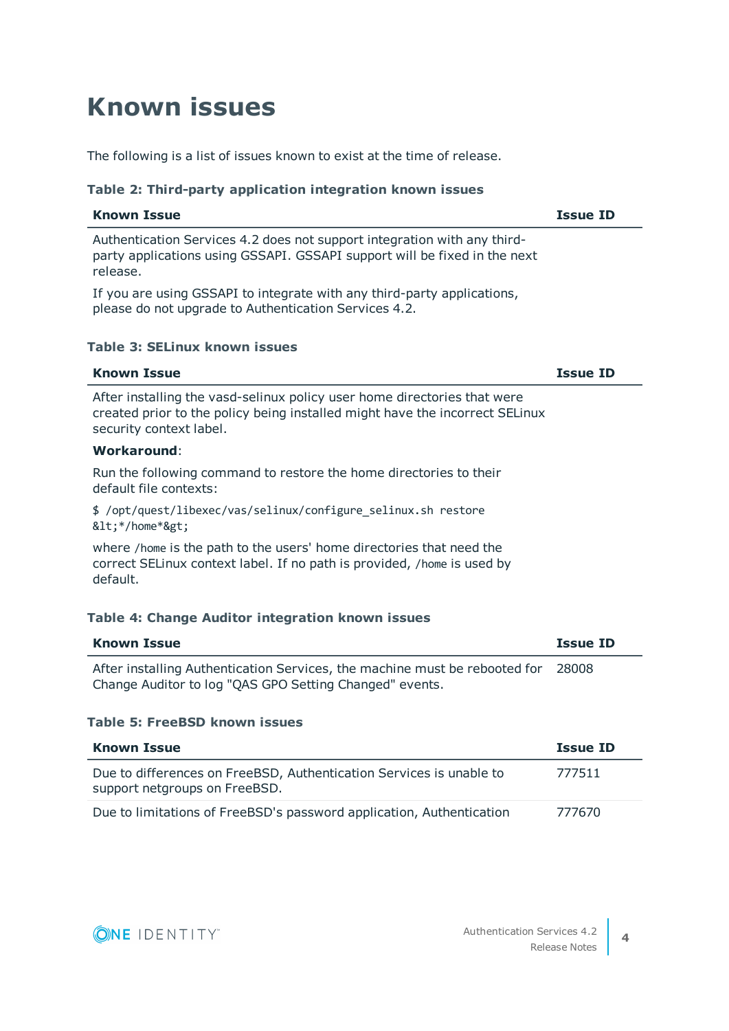# Known issues

The following is a list of issues known to exist at the time of release.

**Table 2: Third-party application integration known issues**

| Known Issue | Issue ID |
| --- | --- |
| Authentication Services 4.2 does not support integration with any third-party applications using GSSAPI. GSSAPI support will be fixed in the next release.<br><br>If you are using GSSAPI to integrate with any third-party applications, please do not upgrade to Authentication Services 4.2. | |

**Table 3: SELinux known issues**

| Known Issue | Issue ID |
| --- | --- |
| After installing the vasd-selinux policy user home directories that were created prior to the policy being installed might have the incorrect SELinux security context label.<br><br>**Workaround**:<br><br>Run the following command to restore the home directories to their default file contexts:<br><br>`$ /opt/quest/libexec/vas/selinux/configure_selinux.sh restore &lt;*/home*&gt;`<br><br>where `/home` is the path to the users' home directories that need the correct SELinux context label. If no path is provided, `/home` is used by default. | |

**Table 4: Change Auditor integration known issues**

| Known Issue | Issue ID |
| --- | --- |
| After installing Authentication Services, the machine must be rebooted for Change Auditor to log "QAS GPO Setting Changed" events. | 28008 |

**Table 5: FreeBSD known issues**

| Known Issue | Issue ID |
| --- | --- |
| Due to differences on FreeBSD, Authentication Services is unable to support netgroups on FreeBSD. | 777511 |
| Due to limitations of FreeBSD's password application, Authentication | 777670 |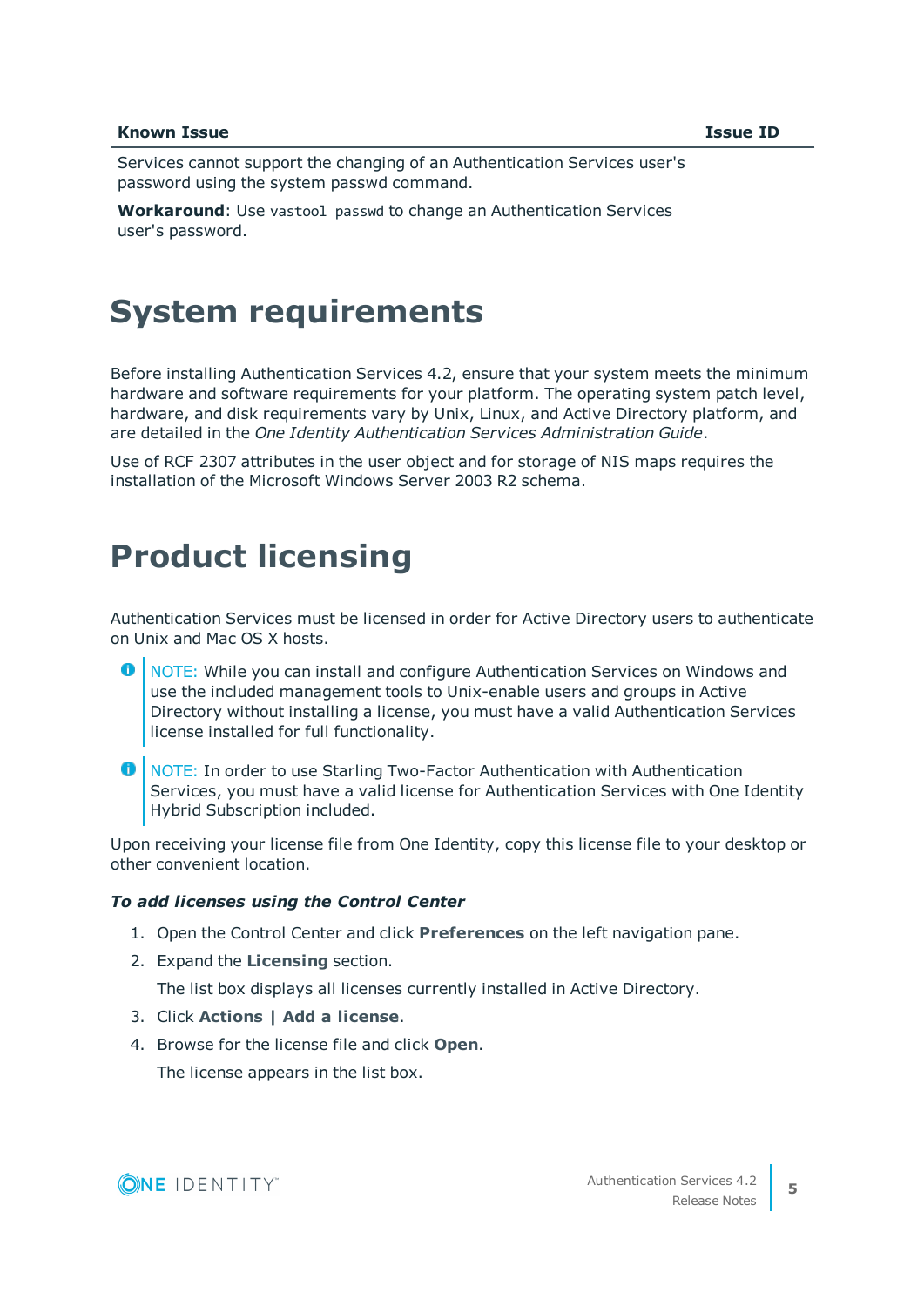| Known Issue | Issue ID |
| --- | --- |
| Services cannot support the changing of an Authentication Services user's password using the system passwd command.<br><br>**Workaround**: Use `vastool passwd` to change an Authentication Services user's password. | |

# System requirements

Before installing Authentication Services 4.2, ensure that your system meets the minimum hardware and software requirements for your platform. The operating system patch level, hardware, and disk requirements vary by Unix, Linux, and Active Directory platform, and are detailed in the *One Identity Authentication Services Administration Guide*.

Use of RCF 2307 attributes in the user object and for storage of NIS maps requires the installation of the Microsoft Windows Server 2003 R2 schema.

# Product licensing

Authentication Services must be licensed in order for Active Directory users to authenticate on Unix and Mac OS X hosts.

> NOTE: While you can install and configure Authentication Services on Windows and use the included management tools to Unix-enable users and groups in Active Directory without installing a license, you must have a valid Authentication Services license installed for full functionality.

> NOTE: In order to use Starling Two-Factor Authentication with Authentication Services, you must have a valid license for Authentication Services with One Identity Hybrid Subscription included.

Upon receiving your license file from One Identity, copy this license file to your desktop or other convenient location.

***To add licenses using the Control Center***

1. Open the Control Center and click **Preferences** on the left navigation pane.
2. Expand the **Licensing** section.

   The list box displays all licenses currently installed in Active Directory.
3. Click **Actions | Add a license**.
4. Browse for the license file and click **Open**.

   The license appears in the list box.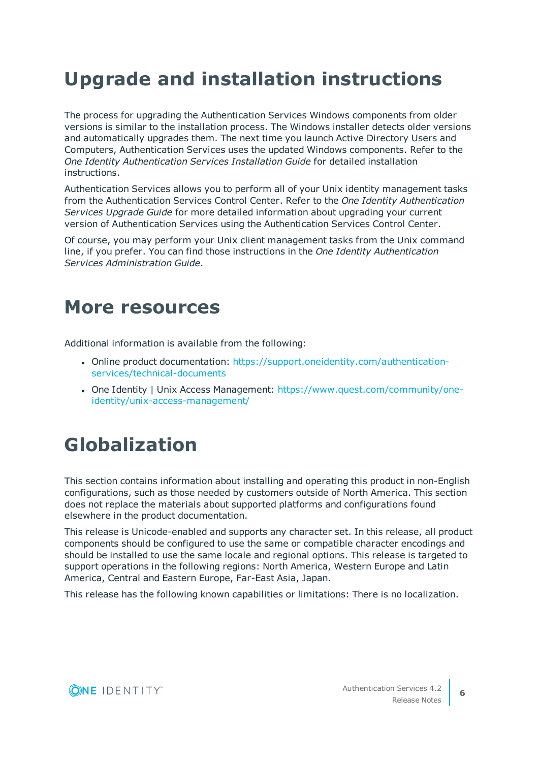# Upgrade and installation instructions

The process for upgrading the Authentication Services Windows components from older versions is similar to the installation process. The Windows installer detects older versions and automatically upgrades them. The next time you launch Active Directory Users and Computers, Authentication Services uses the updated Windows components. Refer to the *One Identity Authentication Services Installation Guide* for detailed installation instructions.

Authentication Services allows you to perform all of your Unix identity management tasks from the Authentication Services Control Center. Refer to the *One Identity Authentication Services Upgrade Guide* for more detailed information about upgrading your current version of Authentication Services using the Authentication Services Control Center.

Of course, you may perform your Unix client management tasks from the Unix command line, if you prefer. You can find those instructions in the *One Identity Authentication Services Administration Guide*.

# More resources

Additional information is available from the following:

- Online product documentation: https://support.oneidentity.com/authentication-services/technical-documents
- One Identity | Unix Access Management: https://www.quest.com/community/one-identity/unix-access-management/

# Globalization

This section contains information about installing and operating this product in non-English configurations, such as those needed by customers outside of North America. This section does not replace the materials about supported platforms and configurations found elsewhere in the product documentation.

This release is Unicode-enabled and supports any character set. In this release, all product components should be configured to use the same or compatible character encodings and should be installed to use the same locale and regional options. This release is targeted to support operations in the following regions: North America, Western Europe and Latin America, Central and Eastern Europe, Far-East Asia, Japan.

This release has the following known capabilities or limitations: There is no localization.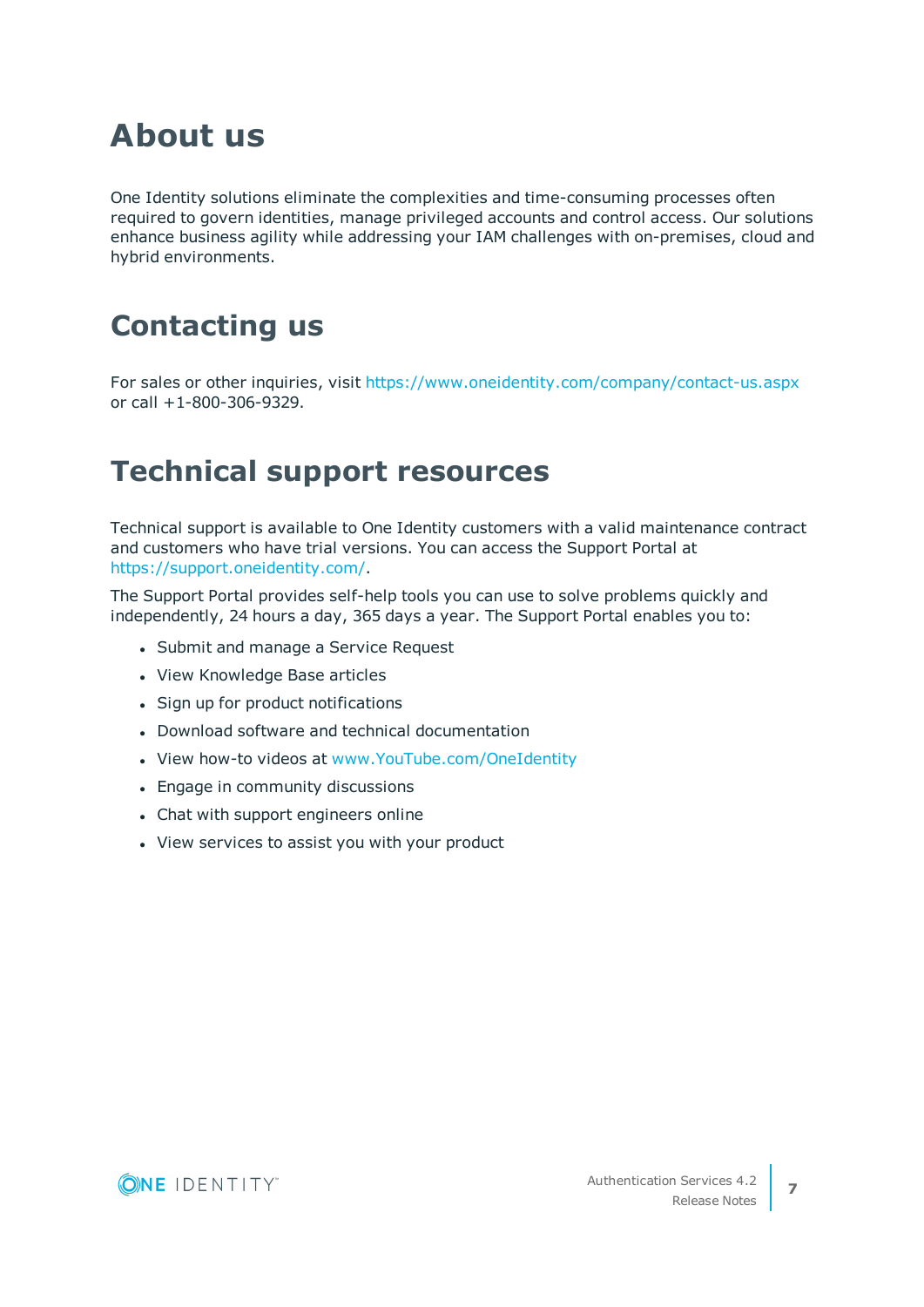# About us

One Identity solutions eliminate the complexities and time-consuming processes often required to govern identities, manage privileged accounts and control access. Our solutions enhance business agility while addressing your IAM challenges with on-premises, cloud and hybrid environments.

# Contacting us

For sales or other inquiries, visit https://www.oneidentity.com/company/contact-us.aspx or call +1-800-306-9329.

# Technical support resources

Technical support is available to One Identity customers with a valid maintenance contract and customers who have trial versions. You can access the Support Portal at https://support.oneidentity.com/.

The Support Portal provides self-help tools you can use to solve problems quickly and independently, 24 hours a day, 365 days a year. The Support Portal enables you to:

- Submit and manage a Service Request
- View Knowledge Base articles
- Sign up for product notifications
- Download software and technical documentation
- View how-to videos at www.YouTube.com/OneIdentity
- Engage in community discussions
- Chat with support engineers online
- View services to assist you with your product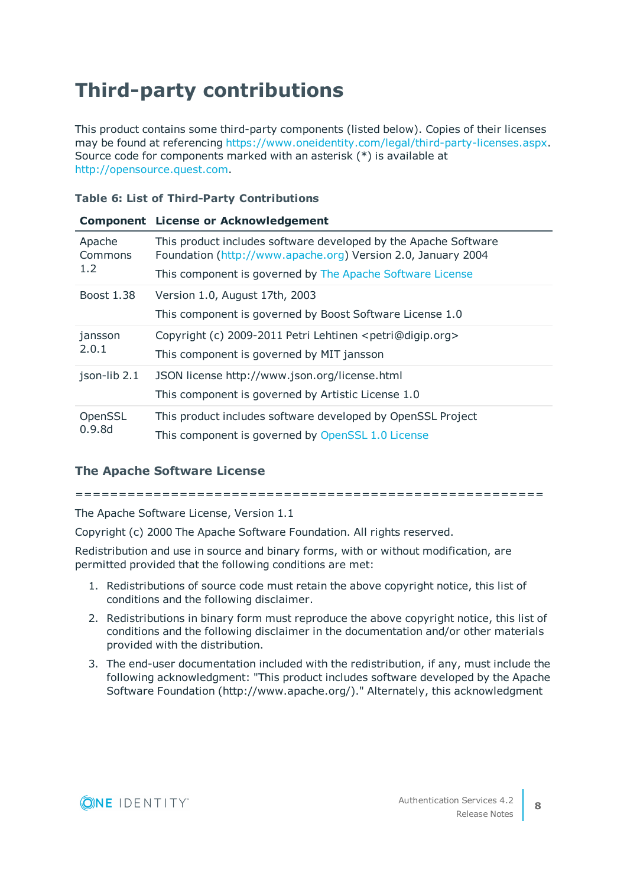# Third-party contributions

This product contains some third-party components (listed below). Copies of their licenses may be found at referencing https://www.oneidentity.com/legal/third-party-licenses.aspx. Source code for components marked with an asterisk (*) is available at http://opensource.quest.com.

**Table 6: List of Third-Party Contributions**

| Component | License or Acknowledgement |
|---|---|
| Apache Commons 1.2 | This product includes software developed by the Apache Software Foundation (http://www.apache.org) Version 2.0, January 2004<br>This component is governed by The Apache Software License |
| Boost 1.38 | Version 1.0, August 17th, 2003<br>This component is governed by Boost Software License 1.0 |
| jansson 2.0.1 | Copyright (c) 2009-2011 Petri Lehtinen <petri@digip.org><br>This component is governed by MIT jansson |
| json-lib 2.1 | JSON license http://www.json.org/license.html<br>This component is governed by Artistic License 1.0 |
| OpenSSL 0.9.8d | This product includes software developed by OpenSSL Project<br>This component is governed by OpenSSL 1.0 License |

### The Apache Software License

======================================================

The Apache Software License, Version 1.1

Copyright (c) 2000 The Apache Software Foundation. All rights reserved.

Redistribution and use in source and binary forms, with or without modification, are permitted provided that the following conditions are met:

1. Redistributions of source code must retain the above copyright notice, this list of conditions and the following disclaimer.
2. Redistributions in binary form must reproduce the above copyright notice, this list of conditions and the following disclaimer in the documentation and/or other materials provided with the distribution.
3. The end-user documentation included with the redistribution, if any, must include the following acknowledgment: "This product includes software developed by the Apache Software Foundation (http://www.apache.org/)." Alternately, this acknowledgment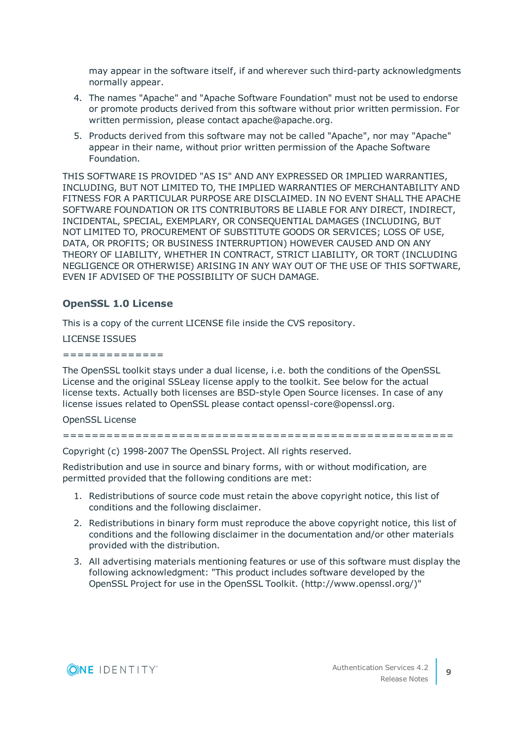may appear in the software itself, if and wherever such third-party acknowledgments normally appear.

4. The names "Apache" and "Apache Software Foundation" must not be used to endorse or promote products derived from this software without prior written permission. For written permission, please contact apache@apache.org.
5. Products derived from this software may not be called "Apache", nor may "Apache" appear in their name, without prior written permission of the Apache Software Foundation.

THIS SOFTWARE IS PROVIDED "AS IS" AND ANY EXPRESSED OR IMPLIED WARRANTIES, INCLUDING, BUT NOT LIMITED TO, THE IMPLIED WARRANTIES OF MERCHANTABILITY AND FITNESS FOR A PARTICULAR PURPOSE ARE DISCLAIMED. IN NO EVENT SHALL THE APACHE SOFTWARE FOUNDATION OR ITS CONTRIBUTORS BE LIABLE FOR ANY DIRECT, INDIRECT, INCIDENTAL, SPECIAL, EXEMPLARY, OR CONSEQUENTIAL DAMAGES (INCLUDING, BUT NOT LIMITED TO, PROCUREMENT OF SUBSTITUTE GOODS OR SERVICES; LOSS OF USE, DATA, OR PROFITS; OR BUSINESS INTERRUPTION) HOWEVER CAUSED AND ON ANY THEORY OF LIABILITY, WHETHER IN CONTRACT, STRICT LIABILITY, OR TORT (INCLUDING NEGLIGENCE OR OTHERWISE) ARISING IN ANY WAY OUT OF THE USE OF THIS SOFTWARE, EVEN IF ADVISED OF THE POSSIBILITY OF SUCH DAMAGE.

### OpenSSL 1.0 License

This is a copy of the current LICENSE file inside the CVS repository.

LICENSE ISSUES

==============

The OpenSSL toolkit stays under a dual license, i.e. both the conditions of the OpenSSL License and the original SSLeay license apply to the toolkit. See below for the actual license texts. Actually both licenses are BSD-style Open Source licenses. In case of any license issues related to OpenSSL please contact openssl-core@openssl.org.

OpenSSL License

=========================================================

Copyright (c) 1998-2007 The OpenSSL Project. All rights reserved.

Redistribution and use in source and binary forms, with or without modification, are permitted provided that the following conditions are met:

1. Redistributions of source code must retain the above copyright notice, this list of conditions and the following disclaimer.
2. Redistributions in binary form must reproduce the above copyright notice, this list of conditions and the following disclaimer in the documentation and/or other materials provided with the distribution.
3. All advertising materials mentioning features or use of this software must display the following acknowledgment: "This product includes software developed by the OpenSSL Project for use in the OpenSSL Toolkit. (http://www.openssl.org/)"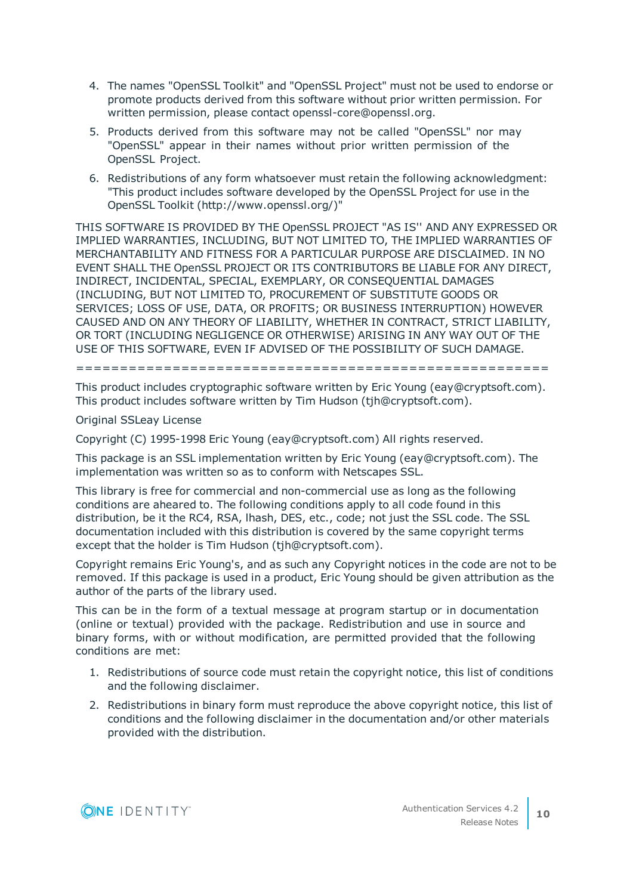4. The names "OpenSSL Toolkit" and "OpenSSL Project" must not be used to endorse or promote products derived from this software without prior written permission. For written permission, please contact openssl-core@openssl.org.
5. Products derived from this software may not be called "OpenSSL" nor may "OpenSSL" appear in their names without prior written permission of the OpenSSL Project.
6. Redistributions of any form whatsoever must retain the following acknowledgment: "This product includes software developed by the OpenSSL Project for use in the OpenSSL Toolkit (http://www.openssl.org/)"

THIS SOFTWARE IS PROVIDED BY THE OpenSSL PROJECT "AS IS'' AND ANY EXPRESSED OR IMPLIED WARRANTIES, INCLUDING, BUT NOT LIMITED TO, THE IMPLIED WARRANTIES OF MERCHANTABILITY AND FITNESS FOR A PARTICULAR PURPOSE ARE DISCLAIMED. IN NO EVENT SHALL THE OpenSSL PROJECT OR ITS CONTRIBUTORS BE LIABLE FOR ANY DIRECT, INDIRECT, INCIDENTAL, SPECIAL, EXEMPLARY, OR CONSEQUENTIAL DAMAGES (INCLUDING, BUT NOT LIMITED TO, PROCUREMENT OF SUBSTITUTE GOODS OR SERVICES; LOSS OF USE, DATA, OR PROFITS; OR BUSINESS INTERRUPTION) HOWEVER CAUSED AND ON ANY THEORY OF LIABILITY, WHETHER IN CONTRACT, STRICT LIABILITY, OR TORT (INCLUDING NEGLIGENCE OR OTHERWISE) ARISING IN ANY WAY OUT OF THE USE OF THIS SOFTWARE, EVEN IF ADVISED OF THE POSSIBILITY OF SUCH DAMAGE.

=====================================================

This product includes cryptographic software written by Eric Young (eay@cryptsoft.com). This product includes software written by Tim Hudson (tjh@cryptsoft.com).

Original SSLeay License

Copyright (C) 1995-1998 Eric Young (eay@cryptsoft.com) All rights reserved.

This package is an SSL implementation written by Eric Young (eay@cryptsoft.com). The implementation was written so as to conform with Netscapes SSL.

This library is free for commercial and non-commercial use as long as the following conditions are aheared to. The following conditions apply to all code found in this distribution, be it the RC4, RSA, lhash, DES, etc., code; not just the SSL code. The SSL documentation included with this distribution is covered by the same copyright terms except that the holder is Tim Hudson (tjh@cryptsoft.com).

Copyright remains Eric Young's, and as such any Copyright notices in the code are not to be removed. If this package is used in a product, Eric Young should be given attribution as the author of the parts of the library used.

This can be in the form of a textual message at program startup or in documentation (online or textual) provided with the package. Redistribution and use in source and binary forms, with or without modification, are permitted provided that the following conditions are met:

1. Redistributions of source code must retain the copyright notice, this list of conditions and the following disclaimer.
2. Redistributions in binary form must reproduce the above copyright notice, this list of conditions and the following disclaimer in the documentation and/or other materials provided with the distribution.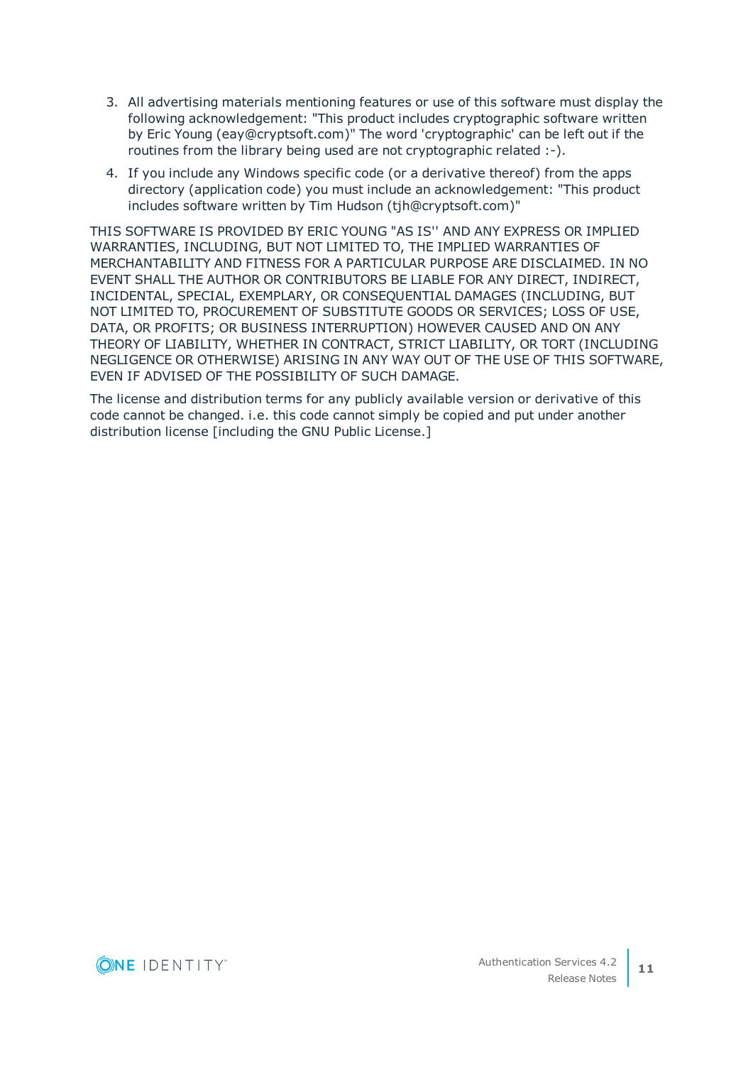3. All advertising materials mentioning features or use of this software must display the following acknowledgement: "This product includes cryptographic software written by Eric Young (eay@cryptsoft.com)" The word 'cryptographic' can be left out if the routines from the library being used are not cryptographic related :-).
4. If you include any Windows specific code (or a derivative thereof) from the apps directory (application code) you must include an acknowledgement: "This product includes software written by Tim Hudson (tjh@cryptsoft.com)"

THIS SOFTWARE IS PROVIDED BY ERIC YOUNG "AS IS'' AND ANY EXPRESS OR IMPLIED WARRANTIES, INCLUDING, BUT NOT LIMITED TO, THE IMPLIED WARRANTIES OF MERCHANTABILITY AND FITNESS FOR A PARTICULAR PURPOSE ARE DISCLAIMED. IN NO EVENT SHALL THE AUTHOR OR CONTRIBUTORS BE LIABLE FOR ANY DIRECT, INDIRECT, INCIDENTAL, SPECIAL, EXEMPLARY, OR CONSEQUENTIAL DAMAGES (INCLUDING, BUT NOT LIMITED TO, PROCUREMENT OF SUBSTITUTE GOODS OR SERVICES; LOSS OF USE, DATA, OR PROFITS; OR BUSINESS INTERRUPTION) HOWEVER CAUSED AND ON ANY THEORY OF LIABILITY, WHETHER IN CONTRACT, STRICT LIABILITY, OR TORT (INCLUDING NEGLIGENCE OR OTHERWISE) ARISING IN ANY WAY OUT OF THE USE OF THIS SOFTWARE, EVEN IF ADVISED OF THE POSSIBILITY OF SUCH DAMAGE.

The license and distribution terms for any publicly available version or derivative of this code cannot be changed. i.e. this code cannot simply be copied and put under another distribution license [including the GNU Public License.]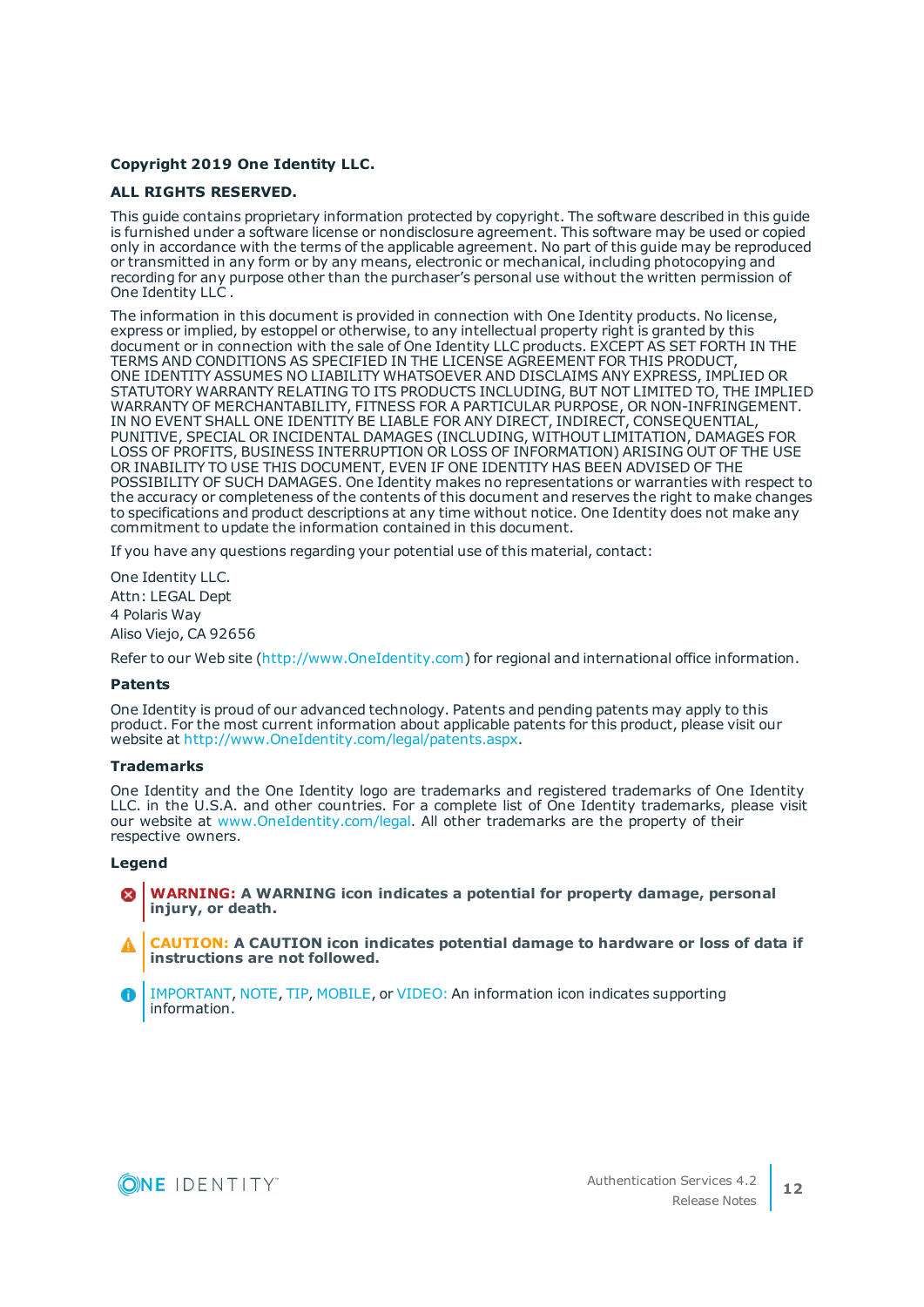**Copyright 2019 One Identity LLC.**

**ALL RIGHTS RESERVED.**

This guide contains proprietary information protected by copyright. The software described in this guide is furnished under a software license or nondisclosure agreement. This software may be used or copied only in accordance with the terms of the applicable agreement. No part of this guide may be reproduced or transmitted in any form or by any means, electronic or mechanical, including photocopying and recording for any purpose other than the purchaser's personal use without the written permission of One Identity LLC .

The information in this document is provided in connection with One Identity products. No license, express or implied, by estoppel or otherwise, to any intellectual property right is granted by this document or in connection with the sale of One Identity LLC products. EXCEPT AS SET FORTH IN THE TERMS AND CONDITIONS AS SPECIFIED IN THE LICENSE AGREEMENT FOR THIS PRODUCT, ONE IDENTITY ASSUMES NO LIABILITY WHATSOEVER AND DISCLAIMS ANY EXPRESS, IMPLIED OR STATUTORY WARRANTY RELATING TO ITS PRODUCTS INCLUDING, BUT NOT LIMITED TO, THE IMPLIED WARRANTY OF MERCHANTABILITY, FITNESS FOR A PARTICULAR PURPOSE, OR NON-INFRINGEMENT. IN NO EVENT SHALL ONE IDENTITY BE LIABLE FOR ANY DIRECT, INDIRECT, CONSEQUENTIAL, PUNITIVE, SPECIAL OR INCIDENTAL DAMAGES (INCLUDING, WITHOUT LIMITATION, DAMAGES FOR LOSS OF PROFITS, BUSINESS INTERRUPTION OR LOSS OF INFORMATION) ARISING OUT OF THE USE OR INABILITY TO USE THIS DOCUMENT, EVEN IF ONE IDENTITY HAS BEEN ADVISED OF THE POSSIBILITY OF SUCH DAMAGES. One Identity makes no representations or warranties with respect to the accuracy or completeness of the contents of this document and reserves the right to make changes to specifications and product descriptions at any time without notice. One Identity does not make any commitment to update the information contained in this document.

If you have any questions regarding your potential use of this material, contact:

One Identity LLC.
Attn: LEGAL Dept
4 Polaris Way
Aliso Viejo, CA 92656

Refer to our Web site (http://www.OneIdentity.com) for regional and international office information.

**Patents**

One Identity is proud of our advanced technology. Patents and pending patents may apply to this product. For the most current information about applicable patents for this product, please visit our website at http://www.OneIdentity.com/legal/patents.aspx.

**Trademarks**

One Identity and the One Identity logo are trademarks and registered trademarks of One Identity LLC. in the U.S.A. and other countries. For a complete list of One Identity trademarks, please visit our website at www.OneIdentity.com/legal. All other trademarks are the property of their respective owners.

**Legend**

**WARNING: A WARNING icon indicates a potential for property damage, personal injury, or death.**

**CAUTION: A CAUTION icon indicates potential damage to hardware or loss of data if instructions are not followed.**

IMPORTANT, NOTE, TIP, MOBILE, or VIDEO: An information icon indicates supporting information.